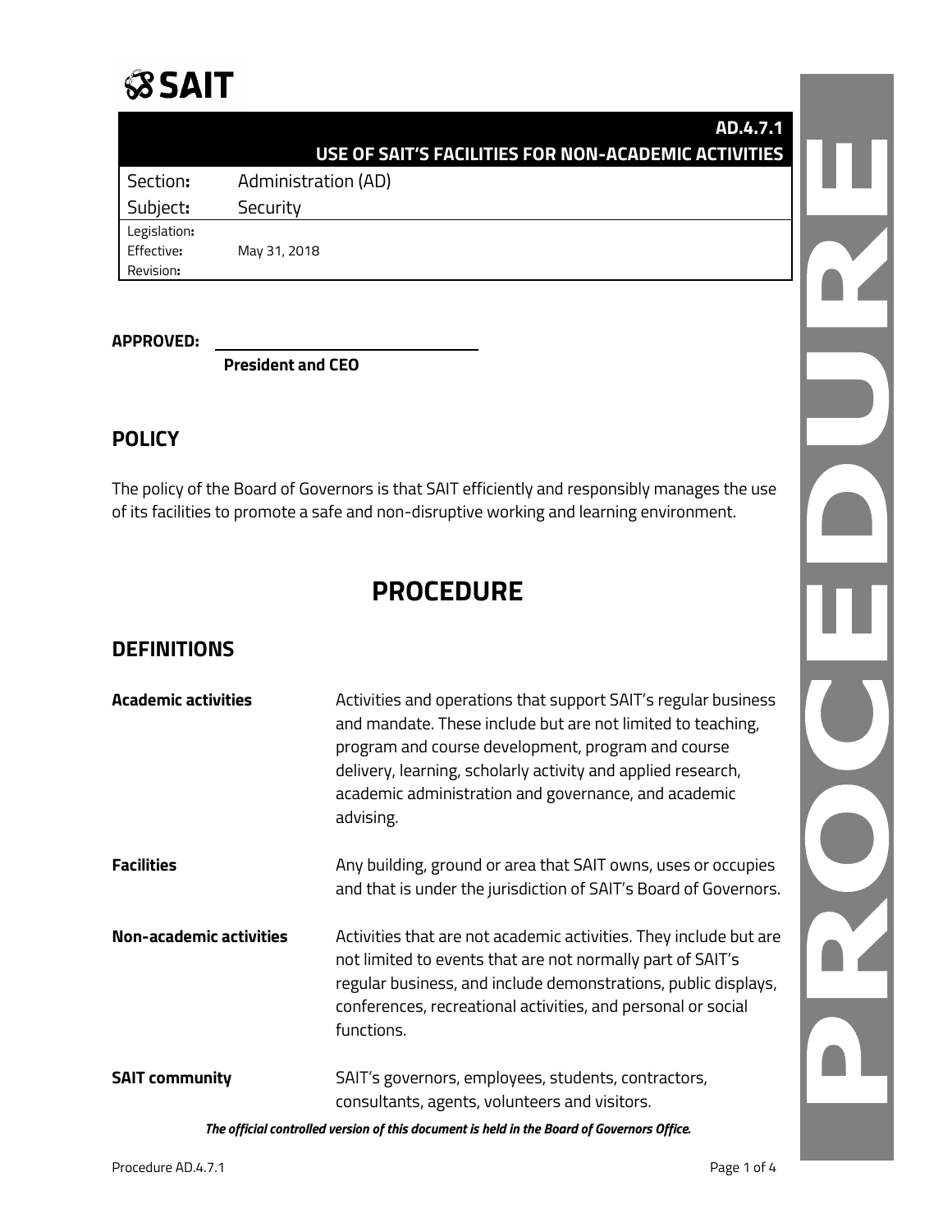# SAIT

| | AD.4.7.1 USE OF SAIT'S FACILITIES FOR NON-ACADEMIC ACTIVITIES |
|---|---|
| Section: | Administration (AD) |
| Subject: | Security |
| Legislation: | |
| Effective: | May 31, 2018 |
| Revision: | |

**APPROVED:** ____________________

**President and CEO**

## POLICY

The policy of the Board of Governors is that SAIT efficiently and responsibly manages the use of its facilities to promote a safe and non-disruptive working and learning environment.

# PROCEDURE

## DEFINITIONS

| | |
|---|---|
| **Academic activities** | Activities and operations that support SAIT's regular business and mandate. These include but are not limited to teaching, program and course development, program and course delivery, learning, scholarly activity and applied research, academic administration and governance, and academic advising. |
| **Facilities** | Any building, ground or area that SAIT owns, uses or occupies and that is under the jurisdiction of SAIT's Board of Governors. |
| **Non-academic activities** | Activities that are not academic activities. They include but are not limited to events that are not normally part of SAIT's regular business, and include demonstrations, public displays, conferences, recreational activities, and personal or social functions. |
| **SAIT community** | SAIT's governors, employees, students, contractors, consultants, agents, volunteers and visitors. |

***The official controlled version of this document is held in the Board of Governors Office.***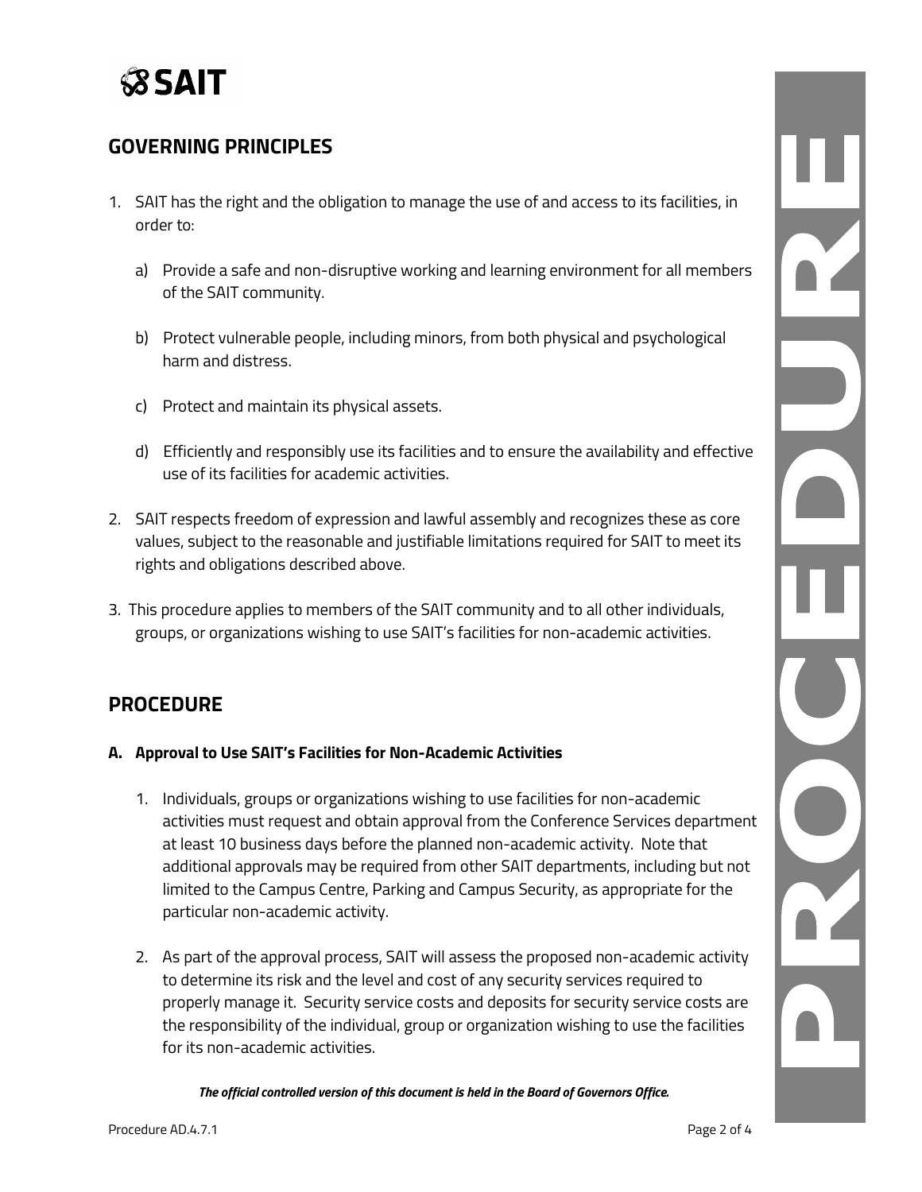## GOVERNING PRINCIPLES

1. SAIT has the right and the obligation to manage the use of and access to its facilities, in order to:

   a) Provide a safe and non-disruptive working and learning environment for all members of the SAIT community.

   b) Protect vulnerable people, including minors, from both physical and psychological harm and distress.

   c) Protect and maintain its physical assets.

   d) Efficiently and responsibly use its facilities and to ensure the availability and effective use of its facilities for academic activities.

2. SAIT respects freedom of expression and lawful assembly and recognizes these as core values, subject to the reasonable and justifiable limitations required for SAIT to meet its rights and obligations described above.

3. This procedure applies to members of the SAIT community and to all other individuals, groups, or organizations wishing to use SAIT's facilities for non-academic activities.

## PROCEDURE

### A. Approval to Use SAIT's Facilities for Non-Academic Activities

1. Individuals, groups or organizations wishing to use facilities for non-academic activities must request and obtain approval from the Conference Services department at least 10 business days before the planned non-academic activity. Note that additional approvals may be required from other SAIT departments, including but not limited to the Campus Centre, Parking and Campus Security, as appropriate for the particular non-academic activity.

2. As part of the approval process, SAIT will assess the proposed non-academic activity to determine its risk and the level and cost of any security services required to properly manage it. Security service costs and deposits for security service costs are the responsibility of the individual, group or organization wishing to use the facilities for its non-academic activities.

*The official controlled version of this document is held in the Board of Governors Office.*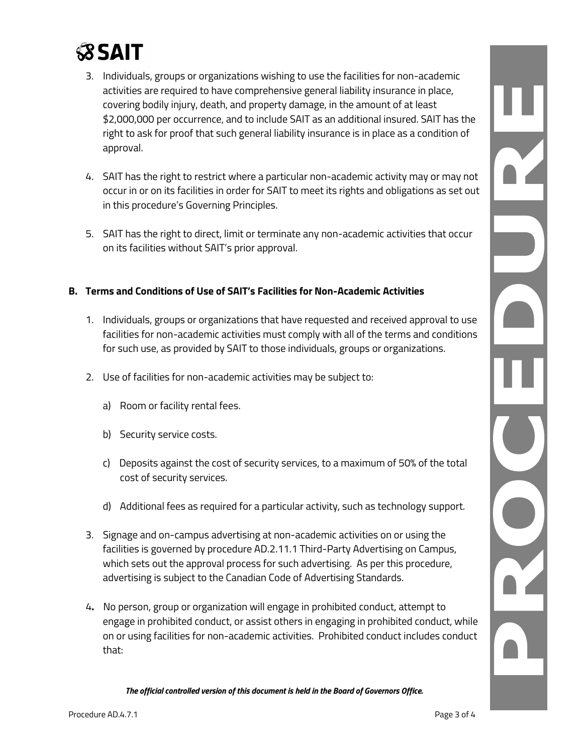3. Individuals, groups or organizations wishing to use the facilities for non-academic activities are required to have comprehensive general liability insurance in place, covering bodily injury, death, and property damage, in the amount of at least $2,000,000 per occurrence, and to include SAIT as an additional insured. SAIT has the right to ask for proof that such general liability insurance is in place as a condition of approval.

4. SAIT has the right to restrict where a particular non-academic activity may or may not occur in or on its facilities in order for SAIT to meet its rights and obligations as set out in this procedure's Governing Principles.

5. SAIT has the right to direct, limit or terminate any non-academic activities that occur on its facilities without SAIT's prior approval.

**B. Terms and Conditions of Use of SAIT's Facilities for Non-Academic Activities**

1. Individuals, groups or organizations that have requested and received approval to use facilities for non-academic activities must comply with all of the terms and conditions for such use, as provided by SAIT to those individuals, groups or organizations.

2. Use of facilities for non-academic activities may be subject to:

    a) Room or facility rental fees.

    b) Security service costs.

    c) Deposits against the cost of security services, to a maximum of 50% of the total cost of security services.

    d) Additional fees as required for a particular activity, such as technology support.

3. Signage and on-campus advertising at non-academic activities on or using the facilities is governed by procedure AD.2.11.1 Third-Party Advertising on Campus, which sets out the approval process for such advertising. As per this procedure, advertising is subject to the Canadian Code of Advertising Standards.

4. No person, group or organization will engage in prohibited conduct, attempt to engage in prohibited conduct, or assist others in engaging in prohibited conduct, while on or using facilities for non-academic activities. Prohibited conduct includes conduct that:

*The official controlled version of this document is held in the Board of Governors Office.*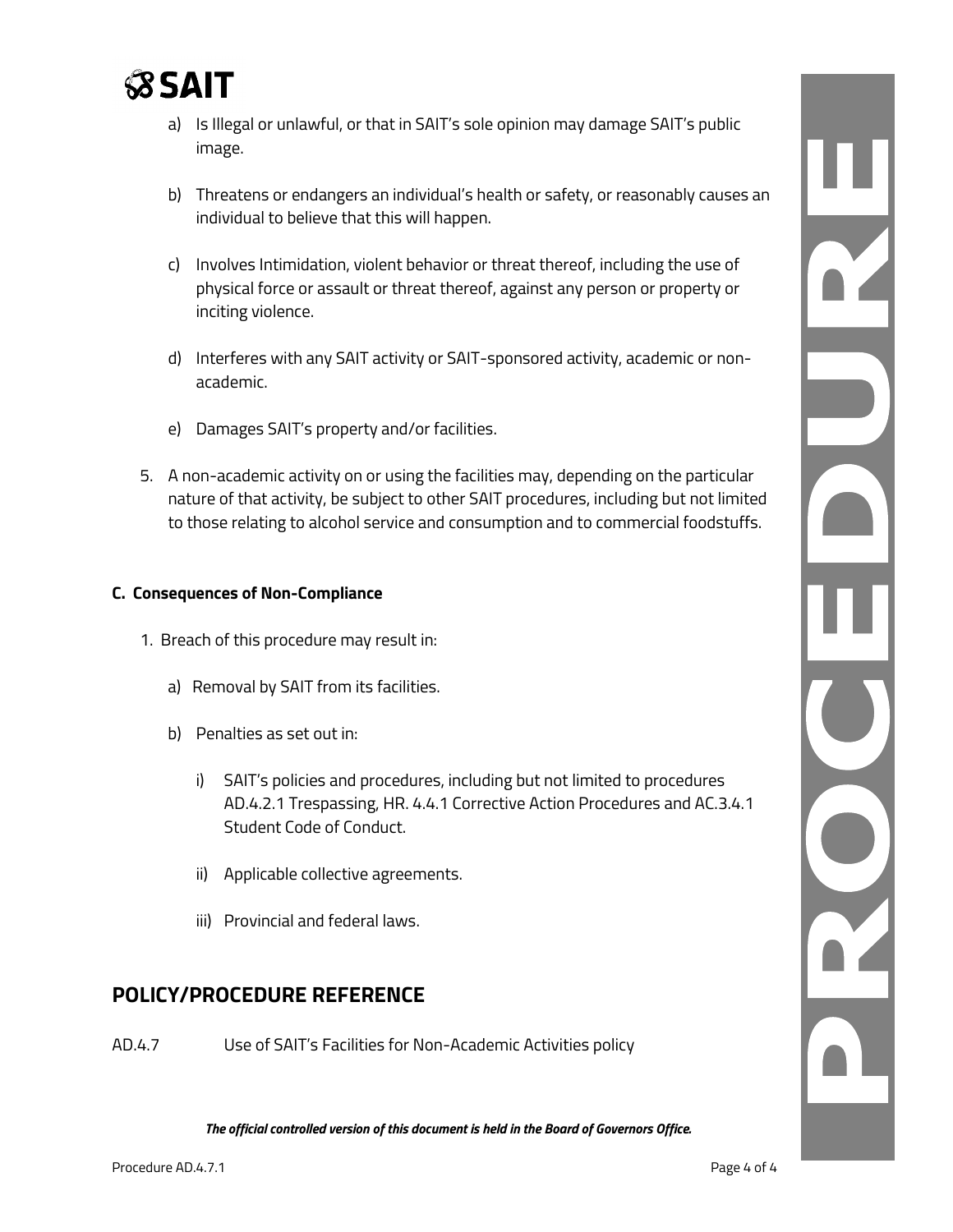a) Is Illegal or unlawful, or that in SAIT's sole opinion may damage SAIT's public image.

b) Threatens or endangers an individual's health or safety, or reasonably causes an individual to believe that this will happen.

c) Involves Intimidation, violent behavior or threat thereof, including the use of physical force or assault or threat thereof, against any person or property or inciting violence.

d) Interferes with any SAIT activity or SAIT-sponsored activity, academic or non-academic.

e) Damages SAIT's property and/or facilities.

5. A non-academic activity on or using the facilities may, depending on the particular nature of that activity, be subject to other SAIT procedures, including but not limited to those relating to alcohol service and consumption and to commercial foodstuffs.

**C. Consequences of Non-Compliance**

1. Breach of this procedure may result in:

   a) Removal by SAIT from its facilities.

   b) Penalties as set out in:

      i) SAIT's policies and procedures, including but not limited to procedures AD.4.2.1 Trespassing, HR. 4.4.1 Corrective Action Procedures and AC.3.4.1 Student Code of Conduct.

      ii) Applicable collective agreements.

      iii) Provincial and federal laws.

## POLICY/PROCEDURE REFERENCE

AD.4.7 Use of SAIT's Facilities for Non-Academic Activities policy

***The official controlled version of this document is held in the Board of Governors Office.***